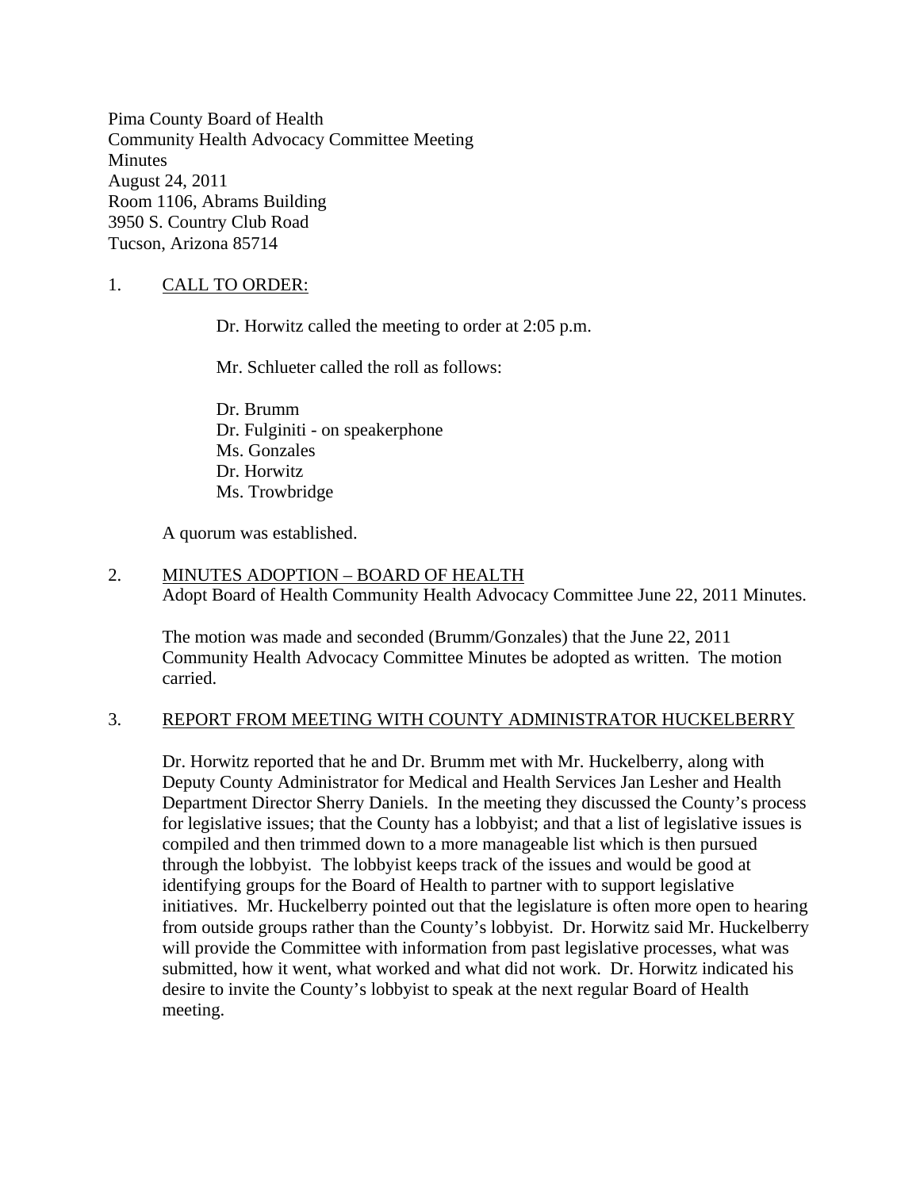Pima County Board of Health
Community Health Advocacy Committee Meeting
Minutes
August 24, 2011
Room 1106, Abrams Building
3950 S. Country Club Road
Tucson, Arizona 85714

1. CALL TO ORDER:

Dr. Horwitz called the meeting to order at 2:05 p.m.

Mr. Schlueter called the roll as follows:

Dr. Brumm
Dr. Fulginiti - on speakerphone
Ms. Gonzales
Dr. Horwitz
Ms. Trowbridge

A quorum was established.

2. MINUTES ADOPTION – BOARD OF HEALTH
Adopt Board of Health Community Health Advocacy Committee June 22, 2011 Minutes.

The motion was made and seconded (Brumm/Gonzales) that the June 22, 2011 Community Health Advocacy Committee Minutes be adopted as written. The motion carried.

3. REPORT FROM MEETING WITH COUNTY ADMINISTRATOR HUCKELBERRY

Dr. Horwitz reported that he and Dr. Brumm met with Mr. Huckelberry, along with Deputy County Administrator for Medical and Health Services Jan Lesher and Health Department Director Sherry Daniels. In the meeting they discussed the County's process for legislative issues; that the County has a lobbyist; and that a list of legislative issues is compiled and then trimmed down to a more manageable list which is then pursued through the lobbyist. The lobbyist keeps track of the issues and would be good at identifying groups for the Board of Health to partner with to support legislative initiatives. Mr. Huckelberry pointed out that the legislature is often more open to hearing from outside groups rather than the County's lobbyist. Dr. Horwitz said Mr. Huckelberry will provide the Committee with information from past legislative processes, what was submitted, how it went, what worked and what did not work. Dr. Horwitz indicated his desire to invite the County's lobbyist to speak at the next regular Board of Health meeting.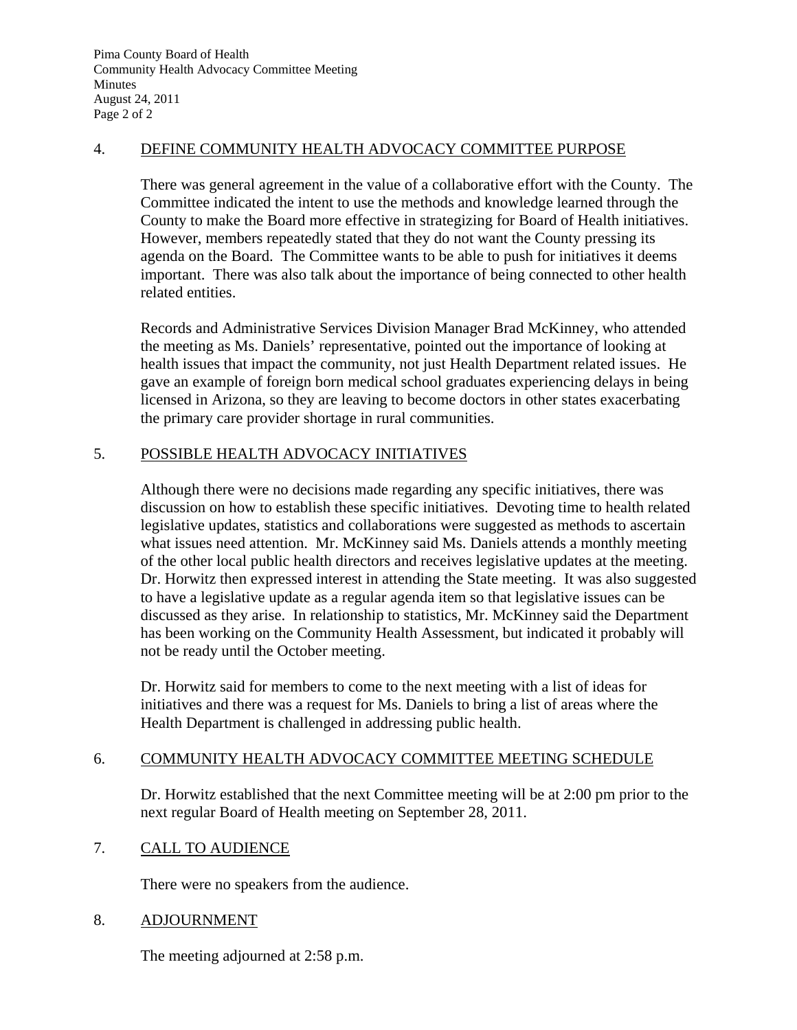## 4. DEFINE COMMUNITY HEALTH ADVOCACY COMMITTEE PURPOSE

There was general agreement in the value of a collaborative effort with the County. The Committee indicated the intent to use the methods and knowledge learned through the County to make the Board more effective in strategizing for Board of Health initiatives. However, members repeatedly stated that they do not want the County pressing its agenda on the Board. The Committee wants to be able to push for initiatives it deems important. There was also talk about the importance of being connected to other health related entities.

Records and Administrative Services Division Manager Brad McKinney, who attended the meeting as Ms. Daniels' representative, pointed out the importance of looking at health issues that impact the community, not just Health Department related issues. He gave an example of foreign born medical school graduates experiencing delays in being licensed in Arizona, so they are leaving to become doctors in other states exacerbating the primary care provider shortage in rural communities.

## 5. POSSIBLE HEALTH ADVOCACY INITIATIVES

Although there were no decisions made regarding any specific initiatives, there was discussion on how to establish these specific initiatives. Devoting time to health related legislative updates, statistics and collaborations were suggested as methods to ascertain what issues need attention. Mr. McKinney said Ms. Daniels attends a monthly meeting of the other local public health directors and receives legislative updates at the meeting. Dr. Horwitz then expressed interest in attending the State meeting. It was also suggested to have a legislative update as a regular agenda item so that legislative issues can be discussed as they arise. In relationship to statistics, Mr. McKinney said the Department has been working on the Community Health Assessment, but indicated it probably will not be ready until the October meeting.

Dr. Horwitz said for members to come to the next meeting with a list of ideas for initiatives and there was a request for Ms. Daniels to bring a list of areas where the Health Department is challenged in addressing public health.

## 6. COMMUNITY HEALTH ADVOCACY COMMITTEE MEETING SCHEDULE

Dr. Horwitz established that the next Committee meeting will be at 2:00 pm prior to the next regular Board of Health meeting on September 28, 2011.

## 7. CALL TO AUDIENCE

There were no speakers from the audience.

## 8. ADJOURNMENT

The meeting adjourned at 2:58 p.m.